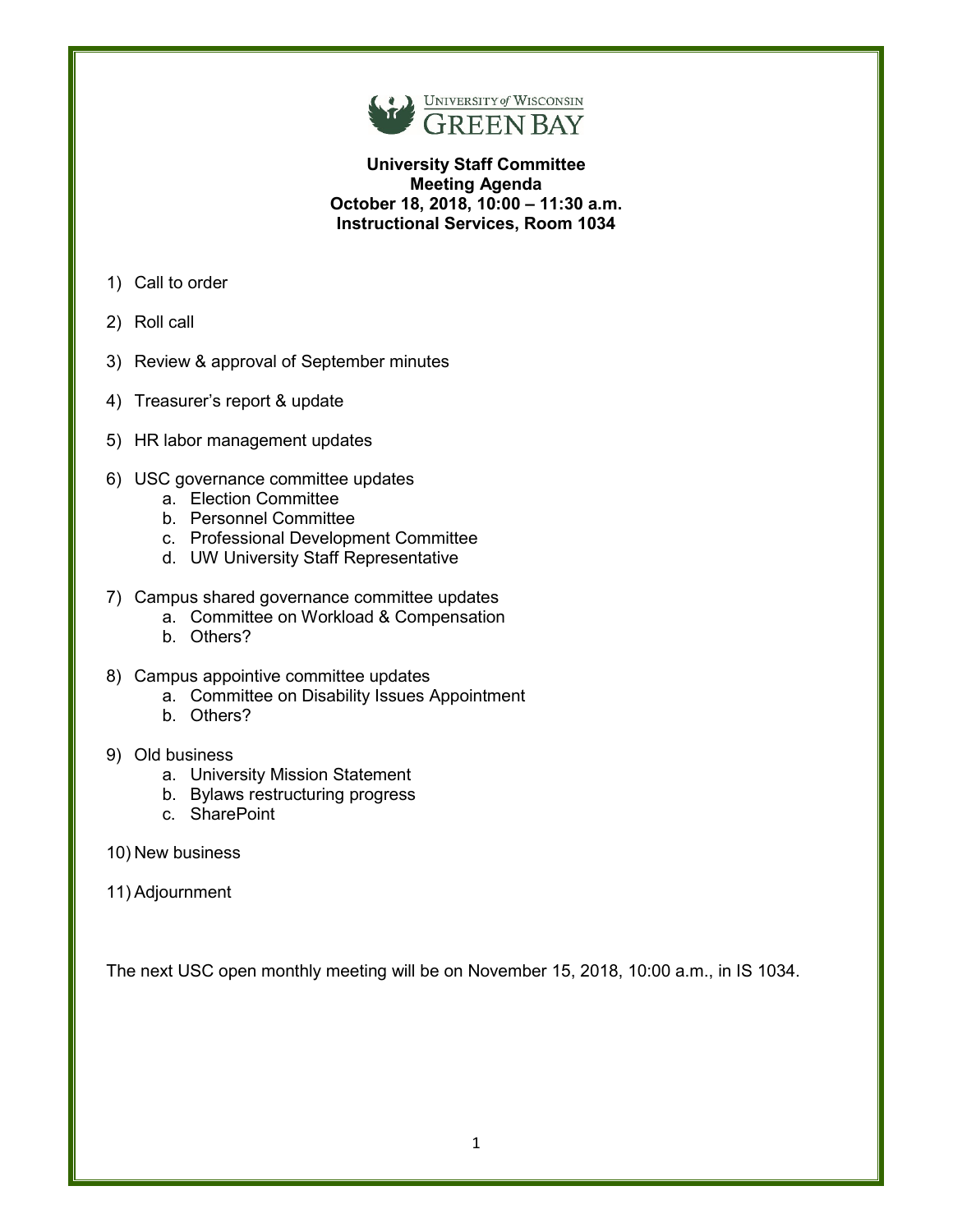UNIVERSITY of WISCONSIN
GREEN BAY

**University Staff Committee**
**Meeting Agenda**
**October 18, 2018, 10:00 – 11:30 a.m.**
**Instructional Services, Room 1034**

1) Call to order
2) Roll call
3) Review & approval of September minutes
4) Treasurer's report & update
5) HR labor management updates
6) USC governance committee updates
    a. Election Committee
    b. Personnel Committee
    c. Professional Development Committee
    d. UW University Staff Representative
7) Campus shared governance committee updates
    a. Committee on Workload & Compensation
    b. Others?
8) Campus appointive committee updates
    a. Committee on Disability Issues Appointment
    b. Others?
9) Old business
    a. University Mission Statement
    b. Bylaws restructuring progress
    c. SharePoint
10) New business
11) Adjournment

The next USC open monthly meeting will be on November 15, 2018, 10:00 a.m., in IS 1034.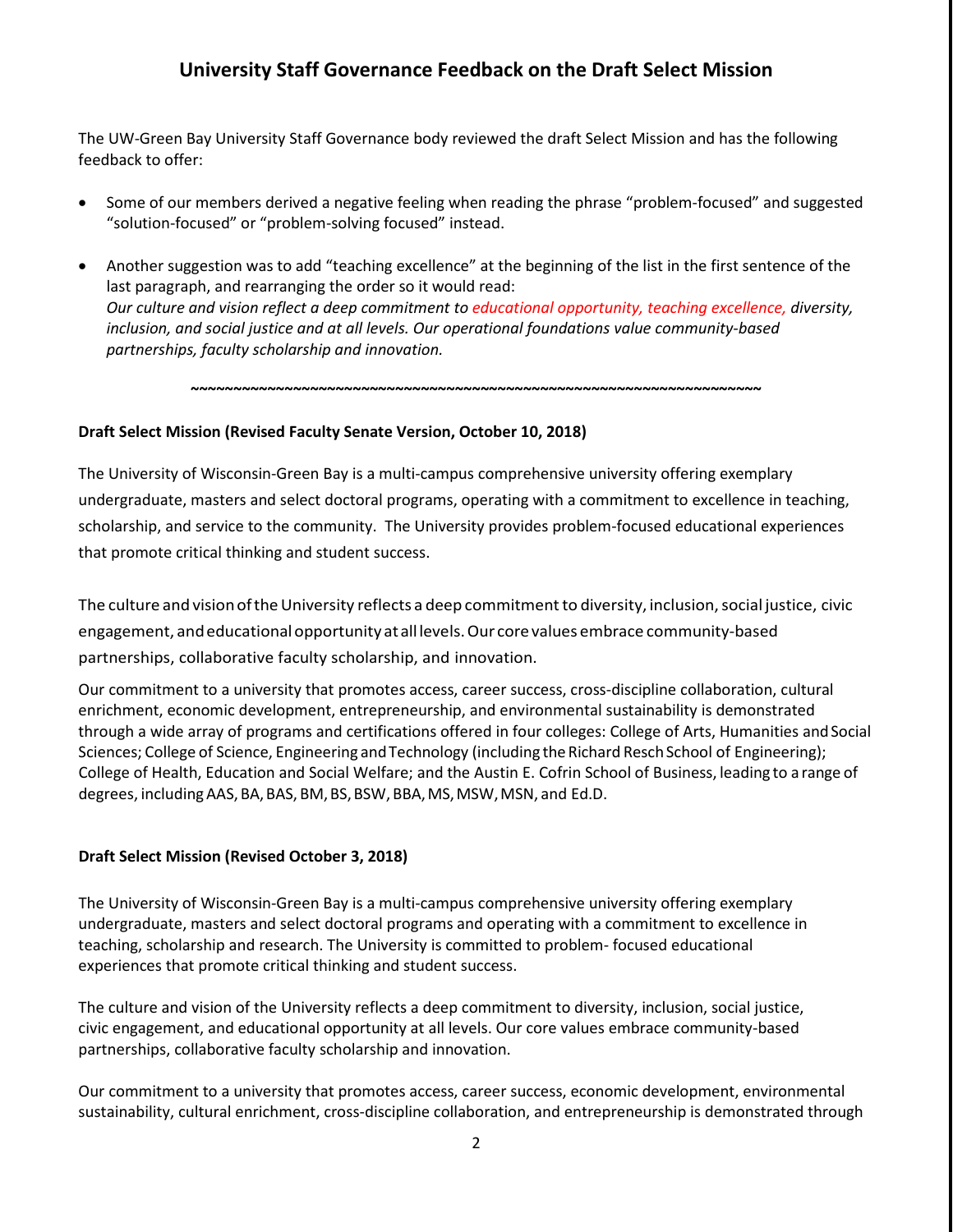## University Staff Governance Feedback on the Draft Select Mission

The UW-Green Bay University Staff Governance body reviewed the draft Select Mission and has the following feedback to offer:

- Some of our members derived a negative feeling when reading the phrase "problem-focused" and suggested "solution-focused" or "problem-solving focused" instead.
- Another suggestion was to add "teaching excellence" at the beginning of the list in the first sentence of the last paragraph, and rearranging the order so it would read:
  *Our culture and vision reflect a deep commitment to educational opportunity, teaching excellence, diversity, inclusion, and social justice and at all levels. Our operational foundations value community-based partnerships, faculty scholarship and innovation.*

~~~~~~~~~~~~~~~~~~~~~~~~~~~~~~~~~~~~~~~~~~~~~~~~~~~~~~~~~~~~~~~~~~~~~~~~

**Draft Select Mission (Revised Faculty Senate Version, October 10, 2018)**

The University of Wisconsin-Green Bay is a multi-campus comprehensive university offering exemplary undergraduate, masters and select doctoral programs, operating with a commitment to excellence in teaching, scholarship, and service to the community. The University provides problem-focused educational experiences that promote critical thinking and student success.

The culture and vision of the University reflects a deep commitment to diversity, inclusion, social justice, civic engagement, and educational opportunity at all levels. Our core values embrace community-based partnerships, collaborative faculty scholarship, and innovation.

Our commitment to a university that promotes access, career success, cross-discipline collaboration, cultural enrichment, economic development, entrepreneurship, and environmental sustainability is demonstrated through a wide array of programs and certifications offered in four colleges: College of Arts, Humanities and Social Sciences; College of Science, Engineering and Technology (including the Richard Resch School of Engineering); College of Health, Education and Social Welfare; and the Austin E. Cofrin School of Business, leading to a range of degrees, including AAS, BA, BAS, BM, BS, BSW, BBA, MS, MSW, MSN, and Ed.D.

**Draft Select Mission (Revised October 3, 2018)**

The University of Wisconsin-Green Bay is a multi-campus comprehensive university offering exemplary undergraduate, masters and select doctoral programs and operating with a commitment to excellence in teaching, scholarship and research. The University is committed to problem- focused educational experiences that promote critical thinking and student success.

The culture and vision of the University reflects a deep commitment to diversity, inclusion, social justice, civic engagement, and educational opportunity at all levels. Our core values embrace community-based partnerships, collaborative faculty scholarship and innovation.

Our commitment to a university that promotes access, career success, economic development, environmental sustainability, cultural enrichment, cross-discipline collaboration, and entrepreneurship is demonstrated through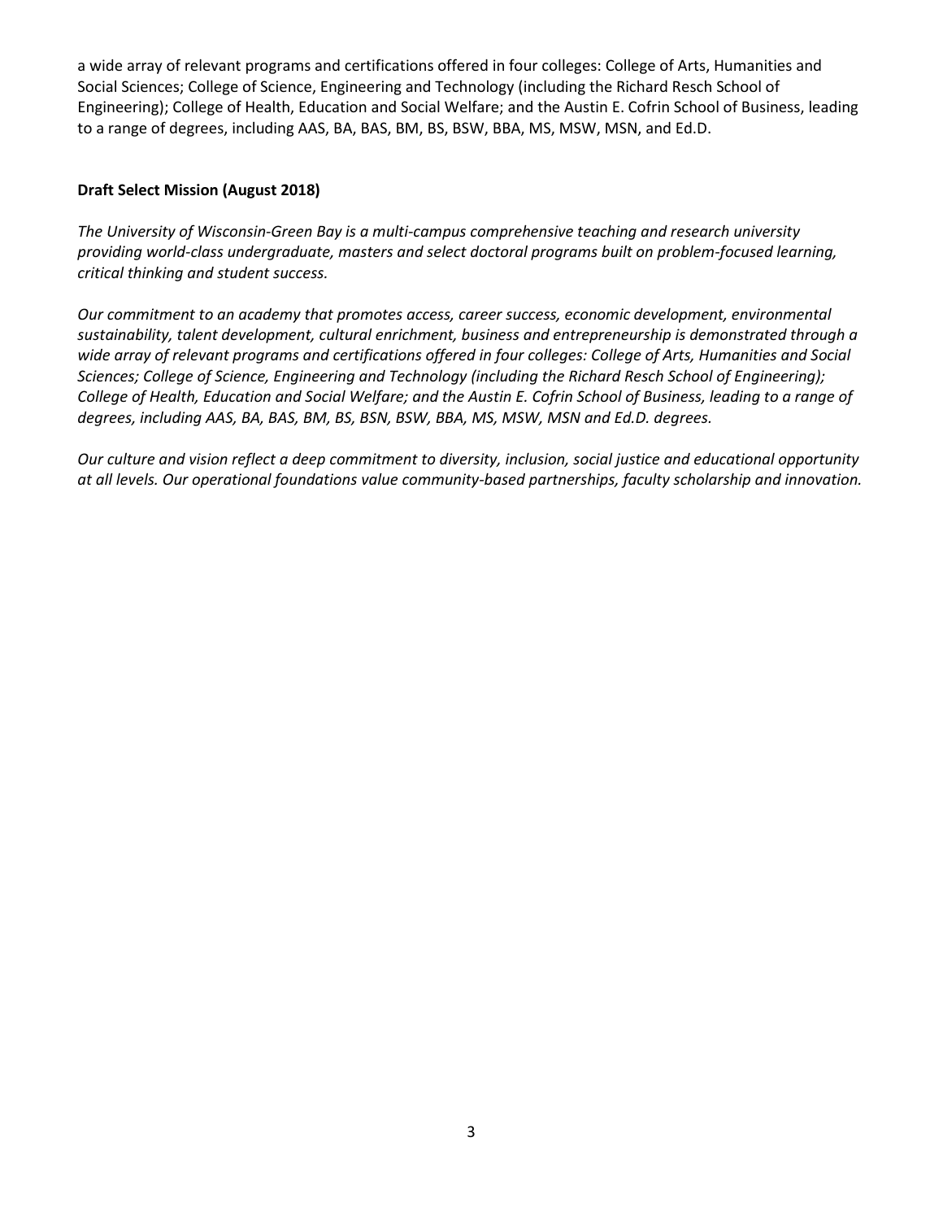a wide array of relevant programs and certifications offered in four colleges: College of Arts, Humanities and Social Sciences; College of Science, Engineering and Technology (including the Richard Resch School of Engineering); College of Health, Education and Social Welfare; and the Austin E. Cofrin School of Business, leading to a range of degrees, including AAS, BA, BAS, BM, BS, BSW, BBA, MS, MSW, MSN, and Ed.D.

**Draft Select Mission (August 2018)**

*The University of Wisconsin-Green Bay is a multi-campus comprehensive teaching and research university providing world-class undergraduate, masters and select doctoral programs built on problem-focused learning, critical thinking and student success.*

*Our commitment to an academy that promotes access, career success, economic development, environmental sustainability, talent development, cultural enrichment, business and entrepreneurship is demonstrated through a wide array of relevant programs and certifications offered in four colleges: College of Arts, Humanities and Social Sciences; College of Science, Engineering and Technology (including the Richard Resch School of Engineering); College of Health, Education and Social Welfare; and the Austin E. Cofrin School of Business, leading to a range of degrees, including AAS, BA, BAS, BM, BS, BSN, BSW, BBA, MS, MSW, MSN and Ed.D. degrees.*

*Our culture and vision reflect a deep commitment to diversity, inclusion, social justice and educational opportunity at all levels. Our operational foundations value community-based partnerships, faculty scholarship and innovation.*